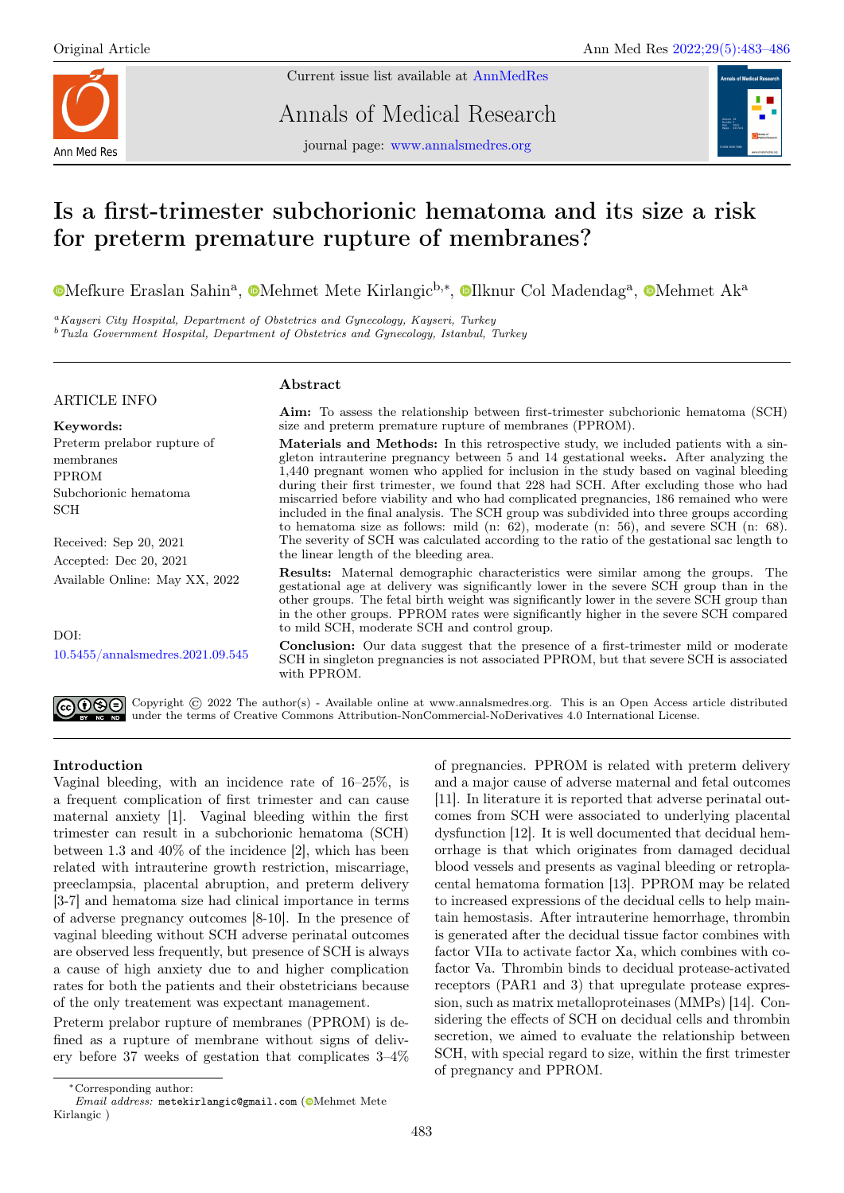Original Article

Current issue list available at AnnMedRes

Annals of Medical Research

journal page: www.annalsmedres.org

# Is a first-trimester subchorionic hematoma and its size a risk for preterm premature rupture of membranes?

Mefkure Eraslan Sahin[a], Mehmet Mete Kirlangic[b,*], Ilknur Col Madendag[a], Mehmet Ak[a]

[a] *Kayseri City Hospital, Department of Obstetrics and Gynecology, Kayseri, Turkey*
[b] *Tuzla Government Hospital, Department of Obstetrics and Gynecology, Istanbul, Turkey*

**ARTICLE INFO**

**Keywords:**
Preterm prelabor rupture of membranes
PPROM
Subchorionic hematoma
SCH

Received: Sep 20, 2021
Accepted: Dec 20, 2021
Available Online: May XX, 2022

DOI:
10.5455/annalsmedres.2021.09.545

## Abstract

**Aim:** To assess the relationship between first-trimester subchorionic hematoma (SCH) size and preterm premature rupture of membranes (PPROM).

**Materials and Methods:** In this retrospective study, we included patients with a singleton intrauterine pregnancy between 5 and 14 gestational weeks. After analyzing the 1,440 pregnant women who applied for inclusion in the study based on vaginal bleeding during their first trimester, we found that 228 had SCH. After excluding those who had miscarried before viability and who had complicated pregnancies, 186 remained who were included in the final analysis. The SCH group was subdivided into three groups according to hematoma size as follows: mild (n: 62), moderate (n: 56), and severe SCH (n: 68). The severity of SCH was calculated according to the ratio of the gestational sac length to the linear length of the bleeding area.

**Results:** Maternal demographic characteristics were similar among the groups. The gestational age at delivery was significantly lower in the severe SCH group than in the other groups. The fetal birth weight was significantly lower in the severe SCH group than in the other groups. PPROM rates were significantly higher in the severe SCH compared to mild SCH, moderate SCH and control group.

**Conclusion:** Our data suggest that the presence of a first-trimester mild or moderate SCH in singleton pregnancies is not associated PPROM, but that severe SCH is associated with PPROM.

Copyright © 2022 The author(s) - Available online at www.annalsmedres.org. This is an Open Access article distributed under the terms of Creative Commons Attribution-NonCommercial-NoDerivatives 4.0 International License.

## Introduction

Vaginal bleeding, with an incidence rate of 16–25%, is a frequent complication of first trimester and can cause maternal anxiety [1]. Vaginal bleeding within the first trimester can result in a subchorionic hematoma (SCH) between 1.3 and 40% of the incidence [2], which has been related with intrauterine growth restriction, miscarriage, preeclampsia, placental abruption, and preterm delivery [3-7] and hematoma size had clinical importance in terms of adverse pregnancy outcomes [8-10]. In the presence of vaginal bleeding without SCH adverse perinatal outcomes are observed less frequently, but presence of SCH is always a cause of high anxiety due to and higher complication rates for both the patients and their obstetricians because of the only treatement was expectant management.

Preterm prelabor rupture of membranes (PPROM) is defined as a rupture of membrane without signs of delivery before 37 weeks of gestation that complicates 3–4% of pregnancies. PPROM is related with preterm delivery and a major cause of adverse maternal and fetal outcomes [11]. In literature it is reported that adverse perinatal outcomes from SCH were associated to underlying placental dysfunction [12]. It is well documented that decidual hemorrhage is that which originates from damaged decidual blood vessels and presents as vaginal bleeding or retroplacental hematoma formation [13]. PPROM may be related to increased expressions of the decidual cells to help maintain hemostasis. After intrauterine hemorrhage, thrombin is generated after the decidual tissue factor combines with factor VIIa to activate factor Xa, which combines with cofactor Va. Thrombin binds to decidual protease-activated receptors (PAR1 and 3) that upregulate protease expression, such as matrix metalloproteinases (MMPs) [14]. Considering the effects of SCH on decidual cells and thrombin secretion, we aimed to evaluate the relationship between SCH, with special regard to size, within the first trimester of pregnancy and PPROM.

*Corresponding author:
*Email address:* metekirlangic@gmail.com (Mehmet Mete Kirlangic )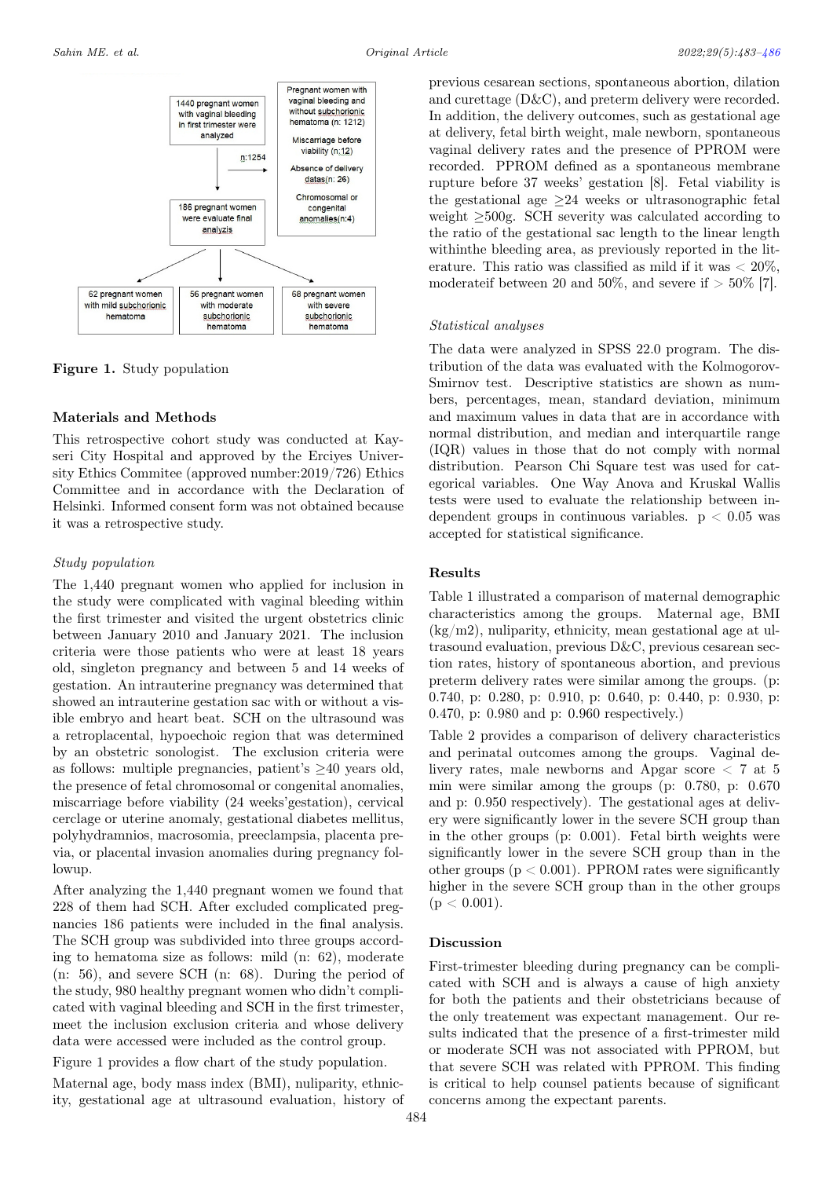Figure 1. Study population

## Materials and Methods

This retrospective cohort study was conducted at Kayseri City Hospital and approved by the Erciyes University Ethics Commitee (approved number:2019/726) Ethics Committee and in accordance with the Declaration of Helsinki. Informed consent form was not obtained because it was a retrospective study.

### *Study population*

The 1,440 pregnant women who applied for inclusion in the study were complicated with vaginal bleeding within the first trimester and visited the urgent obstetrics clinic between January 2010 and January 2021. The inclusion criteria were those patients who were at least 18 years old, singleton pregnancy and between 5 and 14 weeks of gestation. An intrauterine pregnancy was determined that showed an intrauterine gestation sac with or without a visible embryo and heart beat. SCH on the ultrasound was a retroplacental, hypoechoic region that was determined by an obstetric sonologist. The exclusion criteria were as follows: multiple pregnancies, patient's ≥40 years old, the presence of fetal chromosomal or congenital anomalies, miscarriage before viability (24 weeks'gestation), cervical cerclage or uterine anomaly, gestational diabetes mellitus, polyhydramnios, macrosomia, preeclampsia, placenta previa, or placental invasion anomalies during pregnancy followup.

After analyzing the 1,440 pregnant women we found that 228 of them had SCH. After excluded complicated pregnancies 186 patients were included in the final analysis. The SCH group was subdivided into three groups according to hematoma size as follows: mild (n: 62), moderate (n: 56), and severe SCH (n: 68). During the period of the study, 980 healthy pregnant women who didn't complicated with vaginal bleeding and SCH in the first trimester, meet the inclusion exclusion criteria and whose delivery data were accessed were included as the control group.

Figure 1 provides a flow chart of the study population.

Maternal age, body mass index (BMI), nuliparity, ethnicity, gestational age at ultrasound evaluation, history of previous cesarean sections, spontaneous abortion, dilation and curettage (D&C), and preterm delivery were recorded. In addition, the delivery outcomes, such as gestational age at delivery, fetal birth weight, male newborn, spontaneous vaginal delivery rates and the presence of PPROM were recorded. PPROM defined as a spontaneous membrane rupture before 37 weeks' gestation [8]. Fetal viability is the gestational age ≥24 weeks or ultrasonographic fetal weight ≥500g. SCH severity was calculated according to the ratio of the gestational sac length to the linear length withinthe bleeding area, as previously reported in the literature. This ratio was classified as mild if it was < 20%, moderateif between 20 and 50%, and severe if > 50% [7].

### *Statistical analyses*

The data were analyzed in SPSS 22.0 program. The distribution of the data was evaluated with the Kolmogorov-Smirnov test. Descriptive statistics are shown as numbers, percentages, mean, standard deviation, minimum and maximum values in data that are in accordance with normal distribution, and median and interquartile range (IQR) values in those that do not comply with normal distribution. Pearson Chi Square test was used for categorical variables. One Way Anova and Kruskal Wallis tests were used to evaluate the relationship between independent groups in continuous variables. $p < 0.05$ was accepted for statistical significance.

## Results

Table 1 illustrated a comparison of maternal demographic characteristics among the groups. Maternal age, BMI (kg/m2), nuliparity, ethnicity, mean gestational age at ultrasound evaluation, previous D&C, previous cesarean section rates, history of spontaneous abortion, and previous preterm delivery rates were similar among the groups. (p: 0.740, p: 0.280, p: 0.910, p: 0.640, p: 0.440, p: 0.930, p: 0.470, p: 0.980 and p: 0.960 respectively.)

Table 2 provides a comparison of delivery characteristics and perinatal outcomes among the groups. Vaginal delivery rates, male newborns and Apgar score < 7 at 5 min were similar among the groups (p: 0.780, p: 0.670 and p: 0.950 respectively). The gestational ages at delivery were significantly lower in the severe SCH group than in the other groups (p: 0.001). Fetal birth weights were significantly lower in the severe SCH group than in the other groups ($p < 0.001$). PPROM rates were significantly higher in the severe SCH group than in the other groups ($p < 0.001$).

## Discussion

First-trimester bleeding during pregnancy can be complicated with SCH and is always a cause of high anxiety for both the patients and their obstetricians because of the only treatement was expectant management. Our results indicated that the presence of a first-trimester mild or moderate SCH was not associated with PPROM, but that severe SCH was related with PPROM. This finding is critical to help counsel patients because of significant concerns among the expectant parents.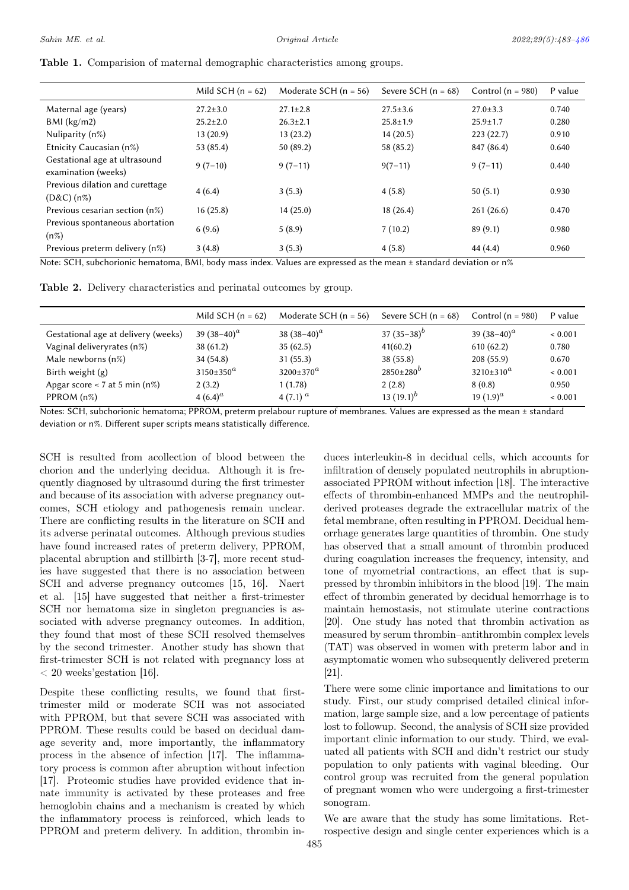**Table 1.** Comparision of maternal demographic characteristics among groups.

| | Mild SCH (n = 62) | Moderate SCH (n = 56) | Severe SCH (n = 68) | Control (n = 980) | P value |
|---|---|---|---|---|---|
| Maternal age (years) | 27.2±3.0 | 27.1±2.8 | 27.5±3.6 | 27.0±3.3 | 0.740 |
| BMI (kg/m2) | 25.2±2.0 | 26.3±2.1 | 25.8±1.9 | 25.9±1.7 | 0.280 |
| Nuliparity (n%) | 13 (20.9) | 13 (23.2) | 14 (20.5) | 223 (22.7) | 0.910 |
| Etnicity Caucasian (n%) | 53 (85.4) | 50 (89.2) | 58 (85.2) | 847 (86.4) | 0.640 |
| Gestational age at ultrasound examination (weeks) | 9 (7−10) | 9 (7−11) | 9(7−11) | 9 (7−11) | 0.440 |
| Previous dilation and curettage (D&C) (n%) | 4 (6.4) | 3 (5.3) | 4 (5.8) | 50 (5.1) | 0.930 |
| Previous cesarian section (n%) | 16 (25.8) | 14 (25.0) | 18 (26.4) | 261 (26.6) | 0.470 |
| Previous spontaneous abortation (n%) | 6 (9.6) | 5 (8.9) | 7 (10.2) | 89 (9.1) | 0.980 |
| Previous preterm delivery (n%) | 3 (4.8) | 3 (5.3) | 4 (5.8) | 44 (4.4) | 0.960 |

Note: SCH, subchorionic hematoma, BMI, body mass index. Values are expressed as the mean ± standard deviation or n%

**Table 2.** Delivery characteristics and perinatal outcomes by group.

| | Mild SCH (n = 62) | Moderate SCH (n = 56) | Severe SCH (n = 68) | Control (n = 980) | P value |
|---|---|---|---|---|---|
| Gestational age at delivery (weeks) | 39 (38−40)$^{a}$ | 38 (38−40)$^{a}$ | 37 (35−38)$^{b}$ | 39 (38−40)$^{a}$ | < 0.001 |
| Vaginal deliveryrates (n%) | 38 (61.2) | 35 (62.5) | 41(60.2) | 610 (62.2) | 0.780 |
| Male newborns (n%) | 34 (54.8) | 31 (55.3) | 38 (55.8) | 208 (55.9) | 0.670 |
| Birth weight (g) | 3150±350$^{a}$ | 3200±370$^{a}$ | 2850±280$^{b}$ | 3210±310$^{a}$ | < 0.001 |
| Apgar score < 7 at 5 min (n%) | 2 (3.2) | 1 (1.78) | 2 (2.8) | 8 (0.8) | 0.950 |
| PPROM (n%) | 4 (6.4)$^{a}$ | 4 (7.1) $^{a}$ | 13 (19.1)$^{b}$ | 19 (1.9)$^{a}$ | < 0.001 |

Notes: SCH, subchorionic hematoma; PPROM, preterm prelabour rupture of membranes. Values are expressed as the mean ± standard deviation or n%. Different super scripts means statistically difference.

SCH is resulted from acollection of blood between the chorion and the underlying decidua. Although it is frequently diagnosed by ultrasound during the first trimester and because of its association with adverse pregnancy outcomes, SCH etiology and pathogenesis remain unclear. There are conflicting results in the literature on SCH and its adverse perinatal outcomes. Although previous studies have found increased rates of preterm delivery, PPROM, placental abruption and stillbirth [3-7], more recent studies have suggested that there is no association between SCH and adverse pregnancy outcomes [15, 16]. Naert et al. [15] have suggested that neither a first-trimester SCH nor hematoma size in singleton pregnancies is associated with adverse pregnancy outcomes. In addition, they found that most of these SCH resolved themselves by the second trimester. Another study has shown that first-trimester SCH is not related with pregnancy loss at < 20 weeks'gestation [16].

Despite these conflicting results, we found that first-trimester mild or moderate SCH was not associated with PPROM, but that severe SCH was associated with PPROM. These results could be based on decidual damage severity and, more importantly, the inflammatory process in the absence of infection [17]. The inflammatory process is common after abruption without infection [17]. Proteomic studies have provided evidence that innate immunity is activated by these proteases and free hemoglobin chains and a mechanism is created by which the inflammatory process is reinforced, which leads to PPROM and preterm delivery. In addition, thrombin induces interleukin-8 in decidual cells, which accounts for infiltration of densely populated neutrophils in abruption-associated PPROM without infection [18]. The interactive effects of thrombin-enhanced MMPs and the neutrophil-derived proteases degrade the extracellular matrix of the fetal membrane, often resulting in PPROM. Decidual hemorrhage generates large quantities of thrombin. One study has observed that a small amount of thrombin produced during coagulation increases the frequency, intensity, and tone of myometrial contractions, an effect that is suppressed by thrombin inhibitors in the blood [19]. The main effect of thrombin generated by decidual hemorrhage is to maintain hemostasis, not stimulate uterine contractions [20]. One study has noted that thrombin activation as measured by serum thrombin–antithrombin complex levels (TAT) was observed in women with preterm labor and in asymptomatic women who subsequently delivered preterm [21].

There were some clinic importance and limitations to our study. First, our study comprised detailed clinical information, large sample size, and a low percentage of patients lost to followup. Second, the analysis of SCH size provided important clinic information to our study. Third, we evaluated all patients with SCH and didn't restrict our study population to only patients with vaginal bleeding. Our control group was recruited from the general population of pregnant women who were undergoing a first-trimester sonogram.

We are aware that the study has some limitations. Retrospective design and single center experiences which is a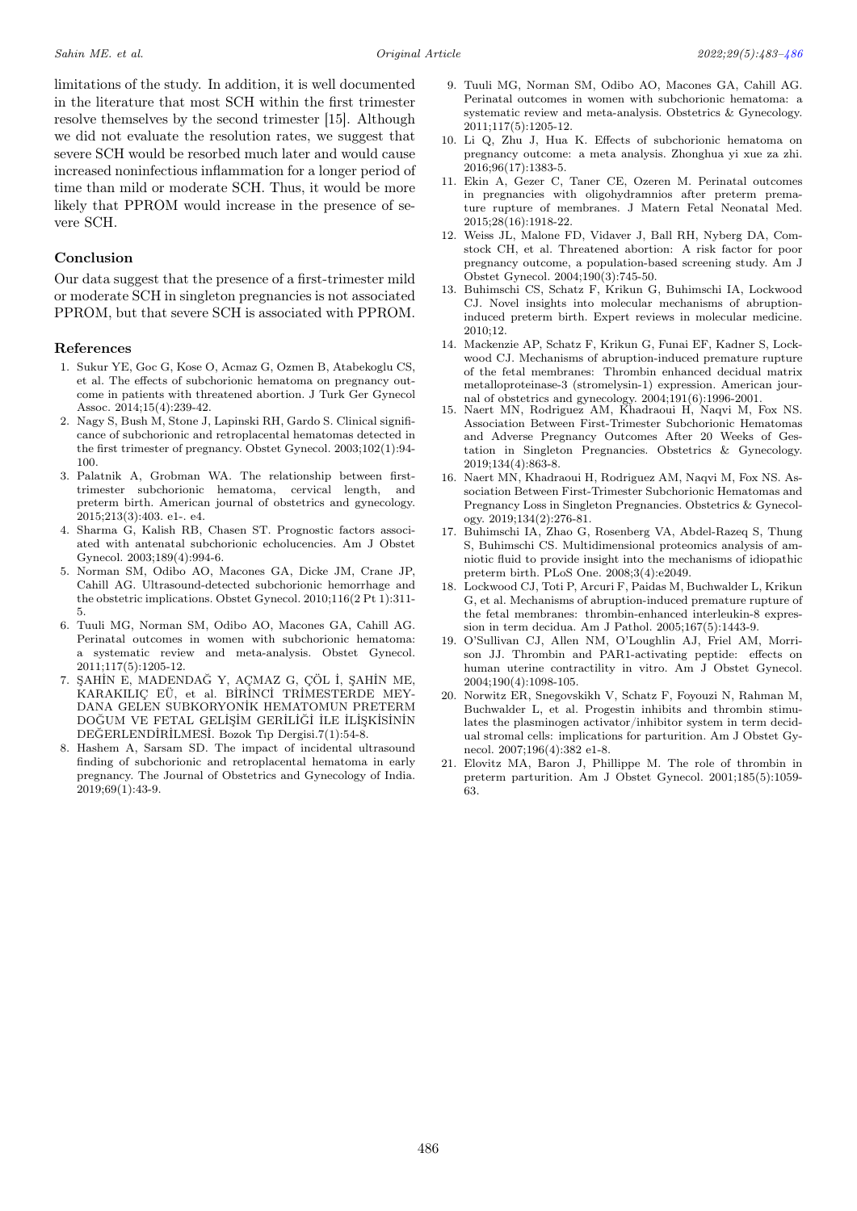limitations of the study. In addition, it is well documented in the literature that most SCH within the first trimester resolve themselves by the second trimester [15]. Although we did not evaluate the resolution rates, we suggest that severe SCH would be resorbed much later and would cause increased noninfectious inflammation for a longer period of time than mild or moderate SCH. Thus, it would be more likely that PPROM would increase in the presence of severe SCH.

## Conclusion

Our data suggest that the presence of a first-trimester mild or moderate SCH in singleton pregnancies is not associated PPROM, but that severe SCH is associated with PPROM.

## References

1. Sukur YE, Goc G, Kose O, Acmaz G, Ozmen B, Atabekoglu CS, et al. The effects of subchorionic hematoma on pregnancy outcome in patients with threatened abortion. J Turk Ger Gynecol Assoc. 2014;15(4):239-42.
2. Nagy S, Bush M, Stone J, Lapinski RH, Gardo S. Clinical significance of subchorionic and retroplacental hematomas detected in the first trimester of pregnancy. Obstet Gynecol. 2003;102(1):94-100.
3. Palatnik A, Grobman WA. The relationship between first-trimester subchorionic hematoma, cervical length, and preterm birth. American journal of obstetrics and gynecology. 2015;213(3):403. e1-. e4.
4. Sharma G, Kalish RB, Chasen ST. Prognostic factors associated with antenatal subchorionic echolucencies. Am J Obstet Gynecol. 2003;189(4):994-6.
5. Norman SM, Odibo AO, Macones GA, Dicke JM, Crane JP, Cahill AG. Ultrasound-detected subchorionic hemorrhage and the obstetric implications. Obstet Gynecol. 2010;116(2 Pt 1):311-5.
6. Tuuli MG, Norman SM, Odibo AO, Macones GA, Cahill AG. Perinatal outcomes in women with subchorionic hematoma: a systematic review and meta-analysis. Obstet Gynecol. 2011;117(5):1205-12.
7. ŞAHİN E, MADENDAĞ Y, AÇMAZ G, ÇÖL İ, ŞAHİN ME, KARAKILIÇ EÜ, et al. BİRİNCİ TRİMESTERDE MEYDANA GELEN SUBKORYONİK HEMATOMUN PRETERM DOĞUM VE FETAL GELİŞİM GERİLİĞİ İLE İLİŞKİSİNİN DEĞERLENDİRİLMESİ. Bozok Tıp Dergisi.7(1):54-8.
8. Hashem A, Sarsam SD. The impact of incidental ultrasound finding of subchorionic and retroplacental hematoma in early pregnancy. The Journal of Obstetrics and Gynecology of India. 2019;69(1):43-9.
9. Tuuli MG, Norman SM, Odibo AO, Macones GA, Cahill AG. Perinatal outcomes in women with subchorionic hematoma: a systematic review and meta-analysis. Obstetrics & Gynecology. 2011;117(5):1205-12.
10. Li Q, Zhu J, Hua K. Effects of subchorionic hematoma on pregnancy outcome: a meta analysis. Zhonghua yi xue za zhi. 2016;96(17):1383-5.
11. Ekin A, Gezer C, Taner CE, Ozeren M. Perinatal outcomes in pregnancies with oligohydramnios after preterm premature rupture of membranes. J Matern Fetal Neonatal Med. 2015;28(16):1918-22.
12. Weiss JL, Malone FD, Vidaver J, Ball RH, Nyberg DA, Comstock CH, et al. Threatened abortion: A risk factor for poor pregnancy outcome, a population-based screening study. Am J Obstet Gynecol. 2004;190(3):745-50.
13. Buhimschi CS, Schatz F, Krikun G, Buhimschi IA, Lockwood CJ. Novel insights into molecular mechanisms of abruption-induced preterm birth. Expert reviews in molecular medicine. 2010;12.
14. Mackenzie AP, Schatz F, Krikun G, Funai EF, Kadner S, Lockwood CJ. Mechanisms of abruption-induced premature rupture of the fetal membranes: Thrombin enhanced decidual matrix metalloproteinase-3 (stromelysin-1) expression. American journal of obstetrics and gynecology. 2004;191(6):1996-2001.
15. Naert MN, Rodriguez AM, Khadraoui H, Naqvi M, Fox NS. Association Between First-Trimester Subchorionic Hematomas and Adverse Pregnancy Outcomes After 20 Weeks of Gestation in Singleton Pregnancies. Obstetrics & Gynecology. 2019;134(4):863-8.
16. Naert MN, Khadraoui H, Rodriguez AM, Naqvi M, Fox NS. Association Between First-Trimester Subchorionic Hematomas and Pregnancy Loss in Singleton Pregnancies. Obstetrics & Gynecology. 2019;134(2):276-81.
17. Buhimschi IA, Zhao G, Rosenberg VA, Abdel-Razeq S, Thung S, Buhimschi CS. Multidimensional proteomics analysis of amniotic fluid to provide insight into the mechanisms of idiopathic preterm birth. PLoS One. 2008;3(4):e2049.
18. Lockwood CJ, Toti P, Arcuri F, Paidas M, Buchwalder L, Krikun G, et al. Mechanisms of abruption-induced premature rupture of the fetal membranes: thrombin-enhanced interleukin-8 expression in term decidua. Am J Pathol. 2005;167(5):1443-9.
19. O'Sullivan CJ, Allen NM, O'Loughlin AJ, Friel AM, Morrison JJ. Thrombin and PAR1-activating peptide: effects on human uterine contractility in vitro. Am J Obstet Gynecol. 2004;190(4):1098-105.
20. Norwitz ER, Snegovskikh V, Schatz F, Foyouzi N, Rahman M, Buchwalder L, et al. Progestin inhibits and thrombin stimulates the plasminogen activator/inhibitor system in term decidual stromal cells: implications for parturition. Am J Obstet Gynecol. 2007;196(4):382 e1-8.
21. Elovitz MA, Baron J, Phillippe M. The role of thrombin in preterm parturition. Am J Obstet Gynecol. 2001;185(5):1059-63.